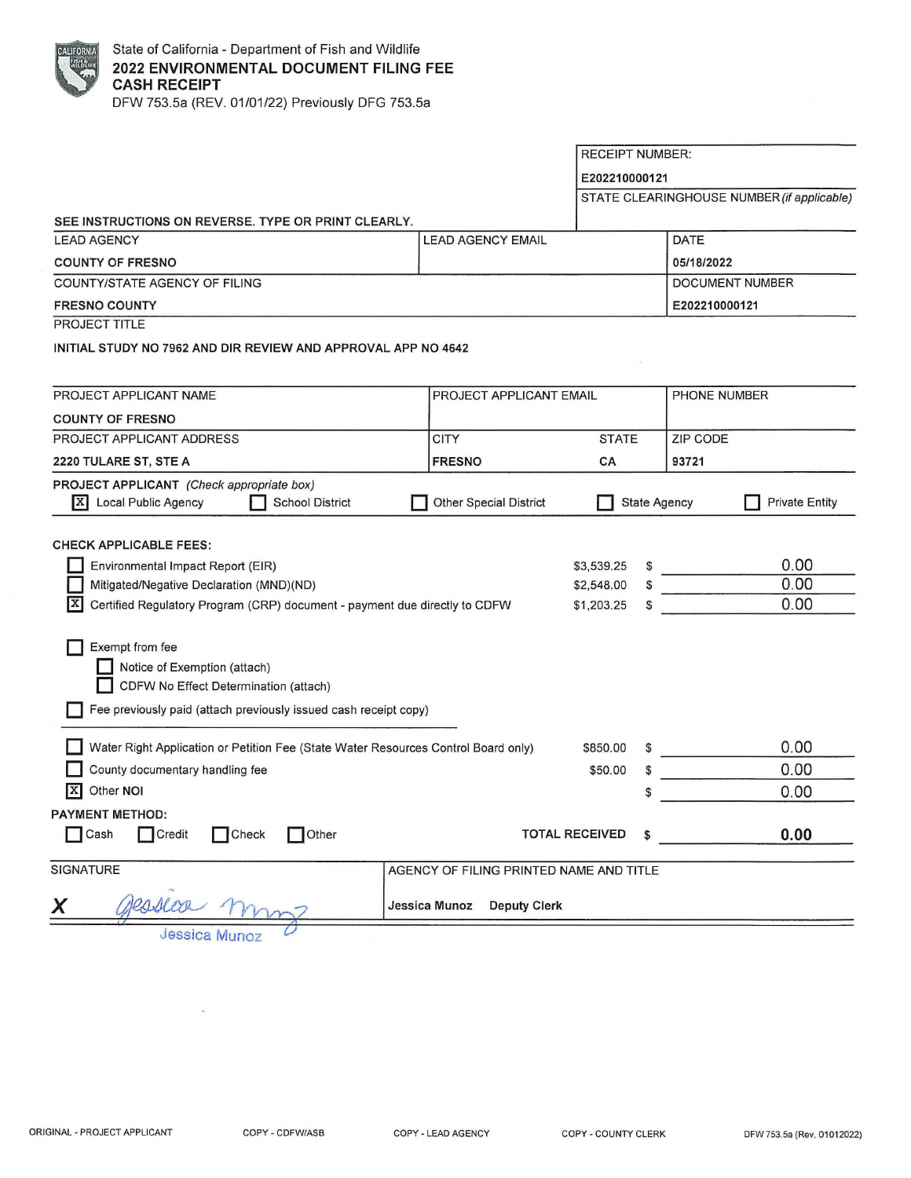State of California - Department of Fish and Wildlife

# 2022 ENVIRONMENTAL DOCUMENT FILING FEE CASH RECEIPT

DFW 753.5a (REV. 01/01/22) Previously DFG 753.5a

| RECEIPT NUMBER: |
|---|
| E202210000121 |
| STATE CLEARINGHOUSE NUMBER *(if applicable)* |
| |

SEE INSTRUCTIONS ON REVERSE. TYPE OR PRINT CLEARLY.

| LEAD AGENCY | LEAD AGENCY EMAIL | DATE |
|---|---|---|
| COUNTY OF FRESNO | | 05/18/2022 |
| COUNTY/STATE AGENCY OF FILING | | DOCUMENT NUMBER |
| FRESNO COUNTY | | E202210000121 |

PROJECT TITLE

INITIAL STUDY NO 7962 AND DIR REVIEW AND APPROVAL APP NO 4642

| PROJECT APPLICANT NAME | PROJECT APPLICANT EMAIL | | PHONE NUMBER |
|---|---|---|---|
| COUNTY OF FRESNO | | | |
| PROJECT APPLICANT ADDRESS | CITY | STATE | ZIP CODE |
| 2220 TULARE ST, STE A | FRESNO | CA | 93721 |

PROJECT APPLICANT *(Check appropriate box)*

[X] Local Public Agency  [ ] School District  [ ] Other Special District  [ ] State Agency  [ ] Private Entity

**CHECK APPLICABLE FEES:**

| | | | |
|---|---|---|---|
| [ ] Environmental Impact Report (EIR) | $3,539.25 | $ | 0.00 |
| [ ] Mitigated/Negative Declaration (MND)(ND) | $2,548.00 | $ | 0.00 |
| [X] Certified Regulatory Program (CRP) document - payment due directly to CDFW | $1,203.25 | $ | 0.00 |

[ ] Exempt from fee
- [ ] Notice of Exemption (attach)
- [ ] CDFW No Effect Determination (attach)

[ ] Fee previously paid (attach previously issued cash receipt copy)

| | | | |
|---|---|---|---|
| [ ] Water Right Application or Petition Fee (State Water Resources Control Board only) | $850.00 | $ | 0.00 |
| [ ] County documentary handling fee | $50.00 | $ | 0.00 |
| [X] Other **NOI** | | $ | 0.00 |

PAYMENT METHOD:

[ ] Cash  [ ] Credit  [ ] Check  [ ] Other

TOTAL RECEIVED $ **0.00**

| SIGNATURE | AGENCY OF FILING PRINTED NAME AND TITLE |
|---|---|
| X *Jessica Munoz* | Jessica Munoz  Deputy Clerk |

Jessica Munoz

ORIGINAL - PROJECT APPLICANT   COPY - CDFW/ASB   COPY - LEAD AGENCY   COPY - COUNTY CLERK   DFW 753.5a (Rev. 01012022)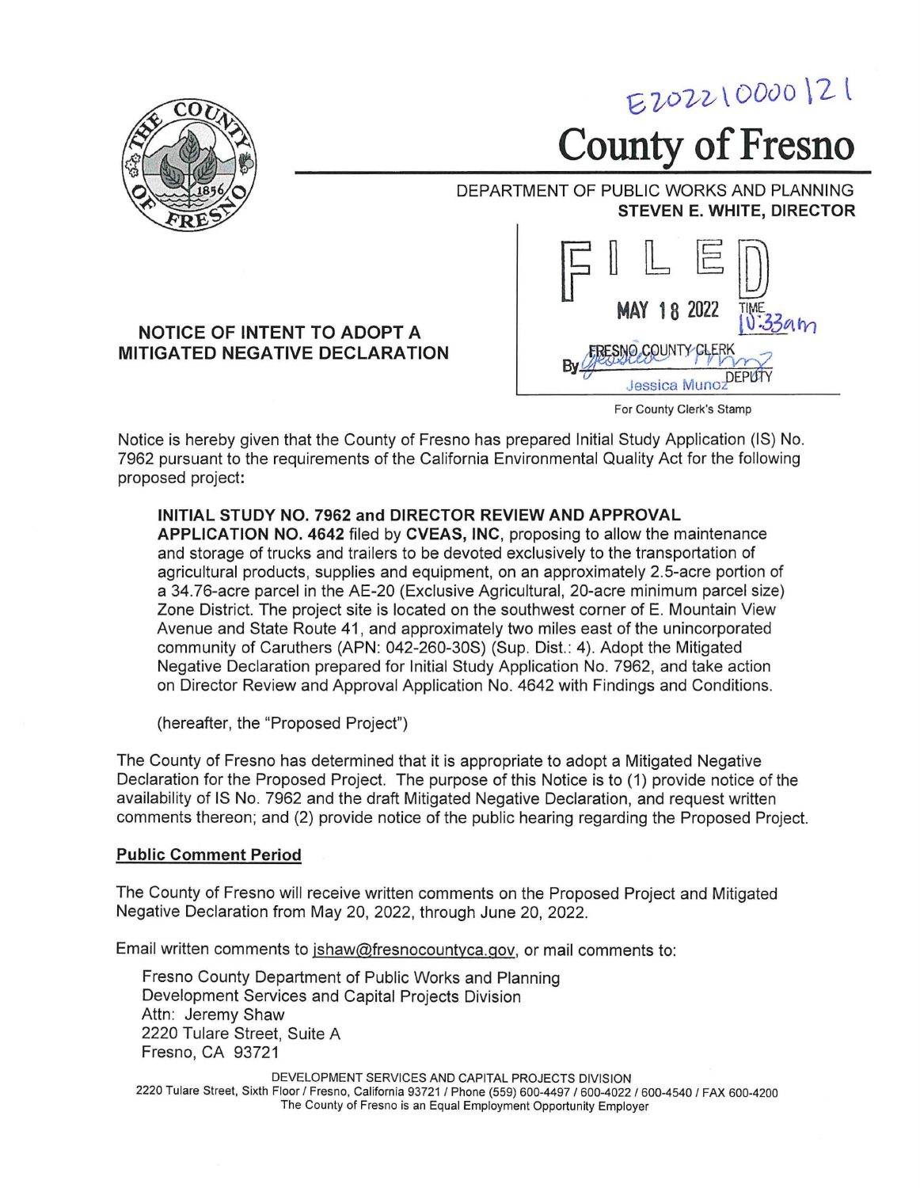E202210000121

# County of Fresno

DEPARTMENT OF PUBLIC WORKS AND PLANNING
**STEVEN E. WHITE, DIRECTOR**

FILED
MAY 18 2022 TIME 10:33am
FRESNO COUNTY CLERK
By Jessica Munoz DEPUTY

For County Clerk's Stamp

## NOTICE OF INTENT TO ADOPT A MITIGATED NEGATIVE DECLARATION

Notice is hereby given that the County of Fresno has prepared Initial Study Application (IS) No. 7962 pursuant to the requirements of the California Environmental Quality Act for the following proposed project:

> **INITIAL STUDY NO. 7962 and DIRECTOR REVIEW AND APPROVAL APPLICATION NO. 4642** filed by **CVEAS, INC**, proposing to allow the maintenance and storage of trucks and trailers to be devoted exclusively to the transportation of agricultural products, supplies and equipment, on an approximately 2.5-acre portion of a 34.76-acre parcel in the AE-20 (Exclusive Agricultural, 20-acre minimum parcel size) Zone District. The project site is located on the southwest corner of E. Mountain View Avenue and State Route 41, and approximately two miles east of the unincorporated community of Caruthers (APN: 042-260-30S) (Sup. Dist.: 4). Adopt the Mitigated Negative Declaration prepared for Initial Study Application No. 7962, and take action on Director Review and Approval Application No. 4642 with Findings and Conditions.
>
> (hereafter, the "Proposed Project")

The County of Fresno has determined that it is appropriate to adopt a Mitigated Negative Declaration for the Proposed Project. The purpose of this Notice is to (1) provide notice of the availability of IS No. 7962 and the draft Mitigated Negative Declaration, and request written comments thereon; and (2) provide notice of the public hearing regarding the Proposed Project.

### Public Comment Period

The County of Fresno will receive written comments on the Proposed Project and Mitigated Negative Declaration from May 20, 2022, through June 20, 2022.

Email written comments to jshaw@fresnocountyca.gov, or mail comments to:

Fresno County Department of Public Works and Planning
Development Services and Capital Projects Division
Attn: Jeremy Shaw
2220 Tulare Street, Suite A
Fresno, CA 93721

DEVELOPMENT SERVICES AND CAPITAL PROJECTS DIVISION
2220 Tulare Street, Sixth Floor / Fresno, California 93721 / Phone (559) 600-4497 / 600-4022 / 600-4540 / FAX 600-4200
The County of Fresno is an Equal Employment Opportunity Employer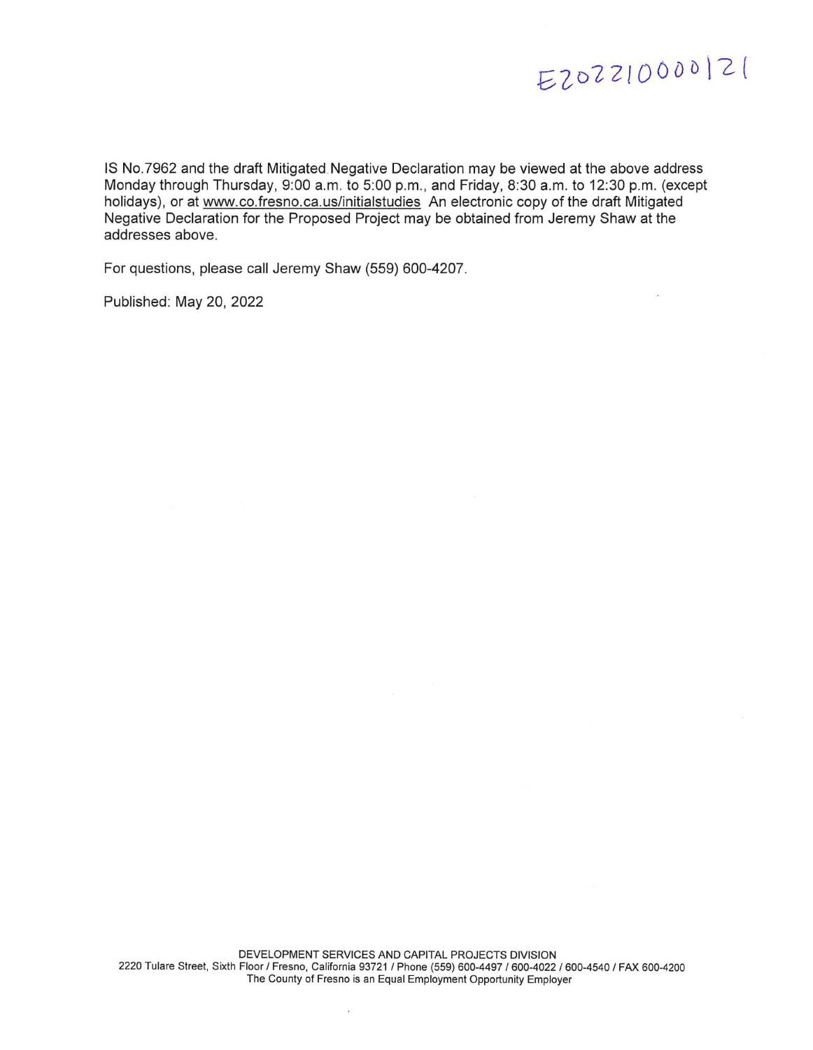E202210000121

IS No.7962 and the draft Mitigated Negative Declaration may be viewed at the above address Monday through Thursday, 9:00 a.m. to 5:00 p.m., and Friday, 8:30 a.m. to 12:30 p.m. (except holidays), or at www.co.fresno.ca.us/initialstudies An electronic copy of the draft Mitigated Negative Declaration for the Proposed Project may be obtained from Jeremy Shaw at the addresses above.

For questions, please call Jeremy Shaw (559) 600-4207.

Published: May 20, 2022

DEVELOPMENT SERVICES AND CAPITAL PROJECTS DIVISION
2220 Tulare Street, Sixth Floor / Fresno, California 93721 / Phone (559) 600-4497 / 600-4022 / 600-4540 / FAX 600-4200
The County of Fresno is an Equal Employment Opportunity Employer